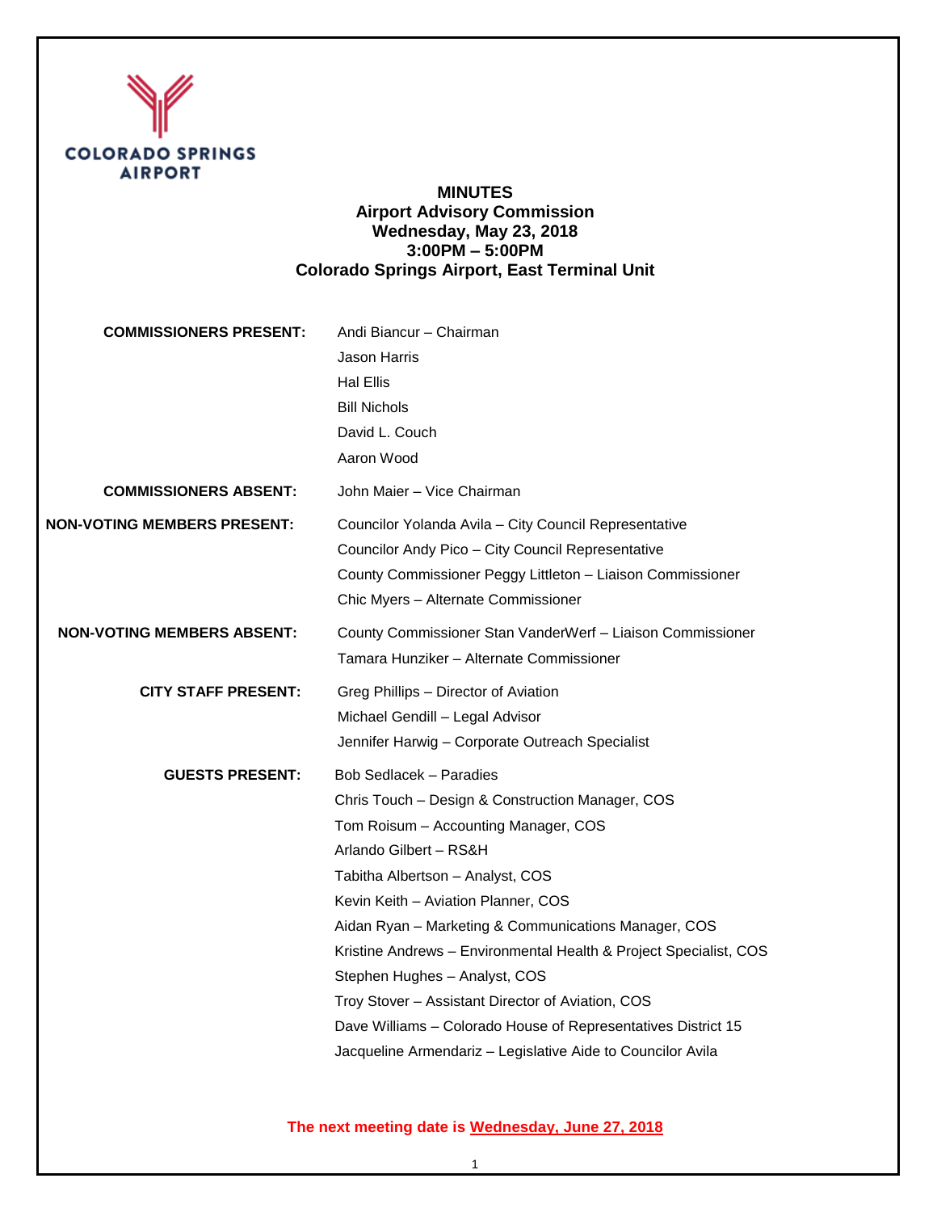**COLORADO SPRINGS AIRPORT**

# MINUTES
## Airport Advisory Commission
**Wednesday, May 23, 2018**
**3:00PM – 5:00PM**
**Colorado Springs Airport, East Terminal Unit**

| | |
|---|---|
| **COMMISSIONERS PRESENT:** | Andi Biancur – Chairman |
| | Jason Harris |
| | Hal Ellis |
| | Bill Nichols |
| | David L. Couch |
| | Aaron Wood |
| **COMMISSIONERS ABSENT:** | John Maier – Vice Chairman |
| **NON-VOTING MEMBERS PRESENT:** | Councilor Yolanda Avila – City Council Representative |
| | Councilor Andy Pico – City Council Representative |
| | County Commissioner Peggy Littleton – Liaison Commissioner |
| | Chic Myers – Alternate Commissioner |
| **NON-VOTING MEMBERS ABSENT:** | County Commissioner Stan VanderWerf – Liaison Commissioner |
| | Tamara Hunziker – Alternate Commissioner |
| **CITY STAFF PRESENT:** | Greg Phillips – Director of Aviation |
| | Michael Gendill – Legal Advisor |
| | Jennifer Harwig – Corporate Outreach Specialist |
| **GUESTS PRESENT:** | Bob Sedlacek – Paradies |
| | Chris Touch – Design & Construction Manager, COS |
| | Tom Roisum – Accounting Manager, COS |
| | Arlando Gilbert – RS&H |
| | Tabitha Albertson – Analyst, COS |
| | Kevin Keith – Aviation Planner, COS |
| | Aidan Ryan – Marketing & Communications Manager, COS |
| | Kristine Andrews – Environmental Health & Project Specialist, COS |
| | Stephen Hughes – Analyst, COS |
| | Troy Stover – Assistant Director of Aviation, COS |
| | Dave Williams – Colorado House of Representatives District 15 |
| | Jacqueline Armendariz – Legislative Aide to Councilor Avila |

**The next meeting date is Wednesday, June 27, 2018**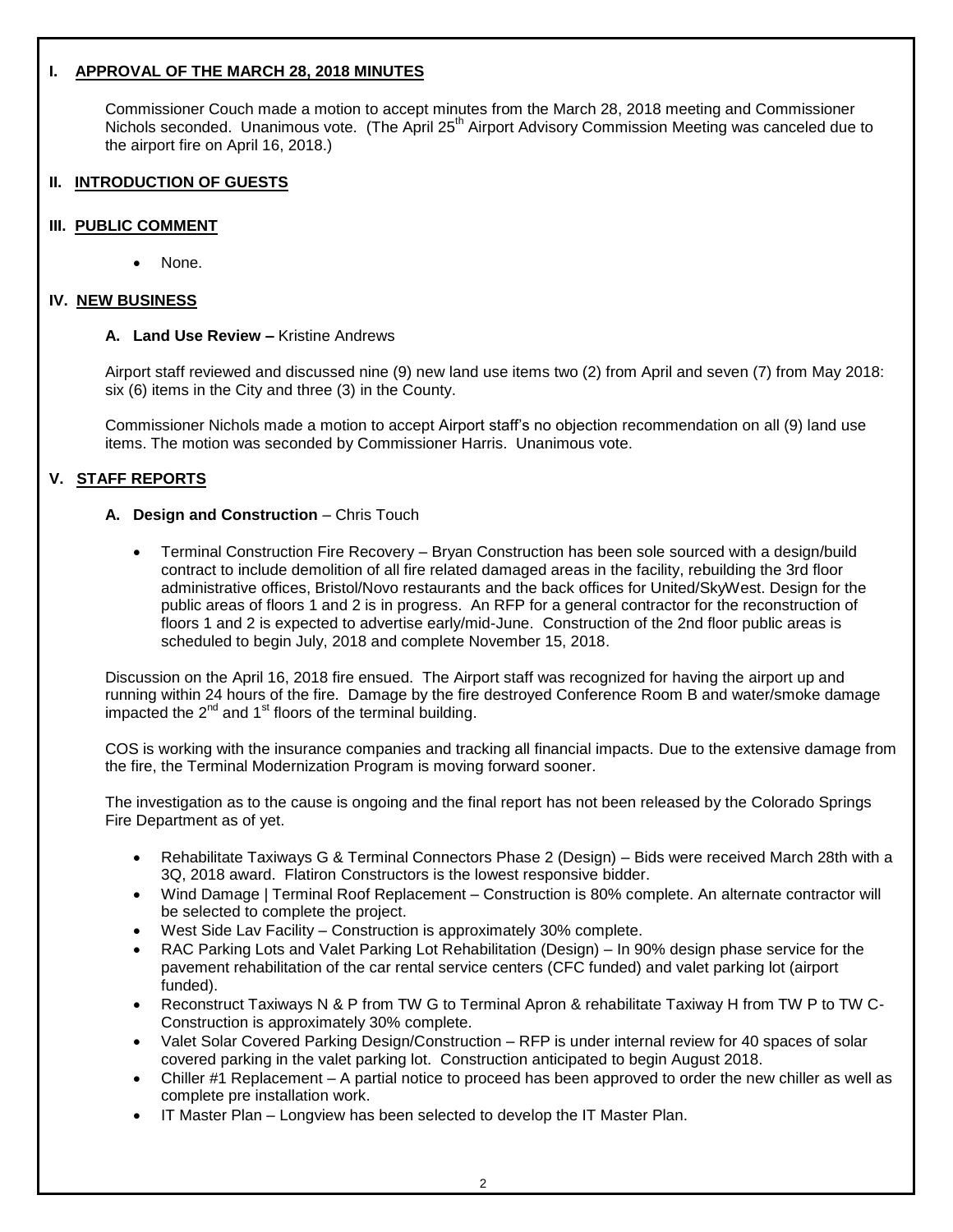## I. APPROVAL OF THE MARCH 28, 2018 MINUTES

Commissioner Couch made a motion to accept minutes from the March 28, 2018 meeting and Commissioner Nichols seconded. Unanimous vote. (The April 25th Airport Advisory Commission Meeting was canceled due to the airport fire on April 16, 2018.)

## II. INTRODUCTION OF GUESTS

## III. PUBLIC COMMENT

- None.

## IV. NEW BUSINESS

### A. Land Use Review – Kristine Andrews

Airport staff reviewed and discussed nine (9) new land use items two (2) from April and seven (7) from May 2018: six (6) items in the City and three (3) in the County.

Commissioner Nichols made a motion to accept Airport staff's no objection recommendation on all (9) land use items. The motion was seconded by Commissioner Harris. Unanimous vote.

## V. STAFF REPORTS

### A. Design and Construction – Chris Touch

- Terminal Construction Fire Recovery – Bryan Construction has been sole sourced with a design/build contract to include demolition of all fire related damaged areas in the facility, rebuilding the 3rd floor administrative offices, Bristol/Novo restaurants and the back offices for United/SkyWest. Design for the public areas of floors 1 and 2 is in progress. An RFP for a general contractor for the reconstruction of floors 1 and 2 is expected to advertise early/mid-June. Construction of the 2nd floor public areas is scheduled to begin July, 2018 and complete November 15, 2018.

Discussion on the April 16, 2018 fire ensued. The Airport staff was recognized for having the airport up and running within 24 hours of the fire. Damage by the fire destroyed Conference Room B and water/smoke damage impacted the 2nd and 1st floors of the terminal building.

COS is working with the insurance companies and tracking all financial impacts. Due to the extensive damage from the fire, the Terminal Modernization Program is moving forward sooner.

The investigation as to the cause is ongoing and the final report has not been released by the Colorado Springs Fire Department as of yet.

- Rehabilitate Taxiways G & Terminal Connectors Phase 2 (Design) – Bids were received March 28th with a 3Q, 2018 award. Flatiron Constructors is the lowest responsive bidder.
- Wind Damage | Terminal Roof Replacement – Construction is 80% complete. An alternate contractor will be selected to complete the project.
- West Side Lav Facility – Construction is approximately 30% complete.
- RAC Parking Lots and Valet Parking Lot Rehabilitation (Design) – In 90% design phase service for the pavement rehabilitation of the car rental service centers (CFC funded) and valet parking lot (airport funded).
- Reconstruct Taxiways N & P from TW G to Terminal Apron & rehabilitate Taxiway H from TW P to TW C- Construction is approximately 30% complete.
- Valet Solar Covered Parking Design/Construction – RFP is under internal review for 40 spaces of solar covered parking in the valet parking lot. Construction anticipated to begin August 2018.
- Chiller #1 Replacement – A partial notice to proceed has been approved to order the new chiller as well as complete pre installation work.
- IT Master Plan – Longview has been selected to develop the IT Master Plan.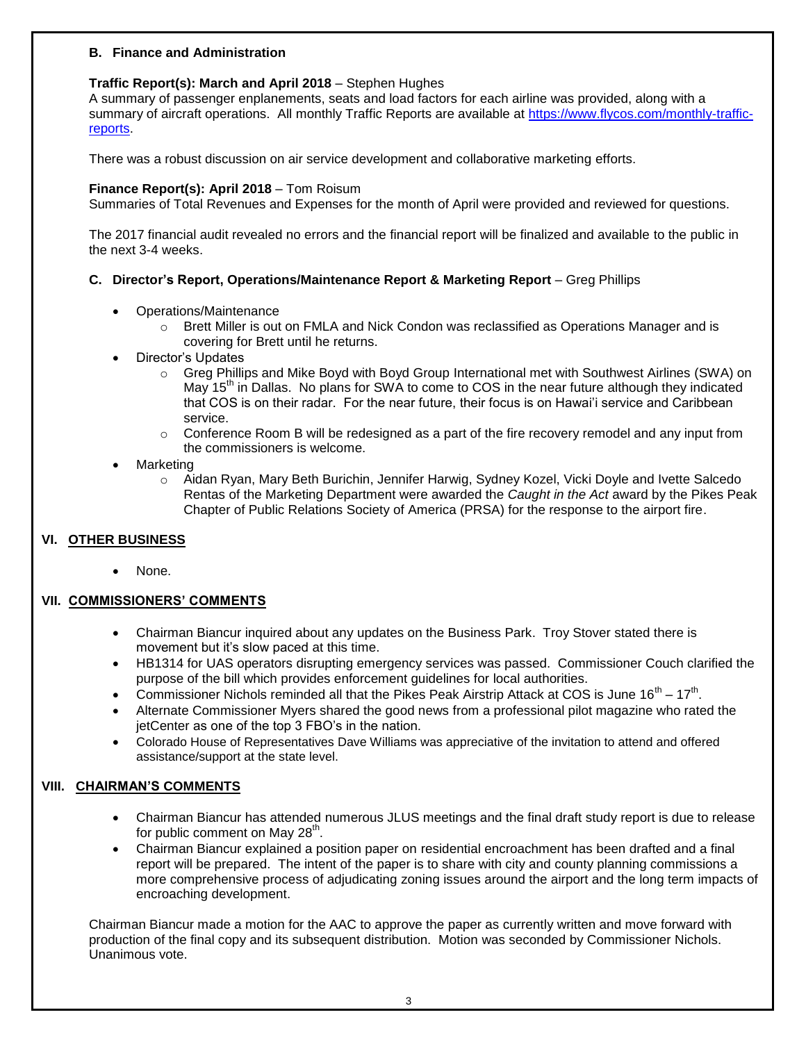**B. Finance and Administration**

**Traffic Report(s): March and April 2018** – Stephen Hughes
A summary of passenger enplanements, seats and load factors for each airline was provided, along with a summary of aircraft operations. All monthly Traffic Reports are available at https://www.flycos.com/monthly-traffic-reports.

There was a robust discussion on air service development and collaborative marketing efforts.

**Finance Report(s): April 2018** – Tom Roisum
Summaries of Total Revenues and Expenses for the month of April were provided and reviewed for questions.

The 2017 financial audit revealed no errors and the financial report will be finalized and available to the public in the next 3-4 weeks.

**C. Director's Report, Operations/Maintenance Report & Marketing Report** – Greg Phillips

- Operations/Maintenance
  - Brett Miller is out on FMLA and Nick Condon was reclassified as Operations Manager and is covering for Brett until he returns.
- Director's Updates
  - Greg Phillips and Mike Boyd with Boyd Group International met with Southwest Airlines (SWA) on May 15th in Dallas. No plans for SWA to come to COS in the near future although they indicated that COS is on their radar. For the near future, their focus is on Hawai'i service and Caribbean service.
  - Conference Room B will be redesigned as a part of the fire recovery remodel and any input from the commissioners is welcome.
- Marketing
  - Aidan Ryan, Mary Beth Burichin, Jennifer Harwig, Sydney Kozel, Vicki Doyle and Ivette Salcedo Rentas of the Marketing Department were awarded the *Caught in the Act* award by the Pikes Peak Chapter of Public Relations Society of America (PRSA) for the response to the airport fire.

## VI. OTHER BUSINESS

- None.

## VII. COMMISSIONERS' COMMENTS

- Chairman Biancur inquired about any updates on the Business Park. Troy Stover stated there is movement but it's slow paced at this time.
- HB1314 for UAS operators disrupting emergency services was passed. Commissioner Couch clarified the purpose of the bill which provides enforcement guidelines for local authorities.
- Commissioner Nichols reminded all that the Pikes Peak Airstrip Attack at COS is June 16th – 17th.
- Alternate Commissioner Myers shared the good news from a professional pilot magazine who rated the jetCenter as one of the top 3 FBO's in the nation.
- Colorado House of Representatives Dave Williams was appreciative of the invitation to attend and offered assistance/support at the state level.

## VIII. CHAIRMAN'S COMMENTS

- Chairman Biancur has attended numerous JLUS meetings and the final draft study report is due to release for public comment on May 28th.
- Chairman Biancur explained a position paper on residential encroachment has been drafted and a final report will be prepared. The intent of the paper is to share with city and county planning commissions a more comprehensive process of adjudicating zoning issues around the airport and the long term impacts of encroaching development.

Chairman Biancur made a motion for the AAC to approve the paper as currently written and move forward with production of the final copy and its subsequent distribution. Motion was seconded by Commissioner Nichols. Unanimous vote.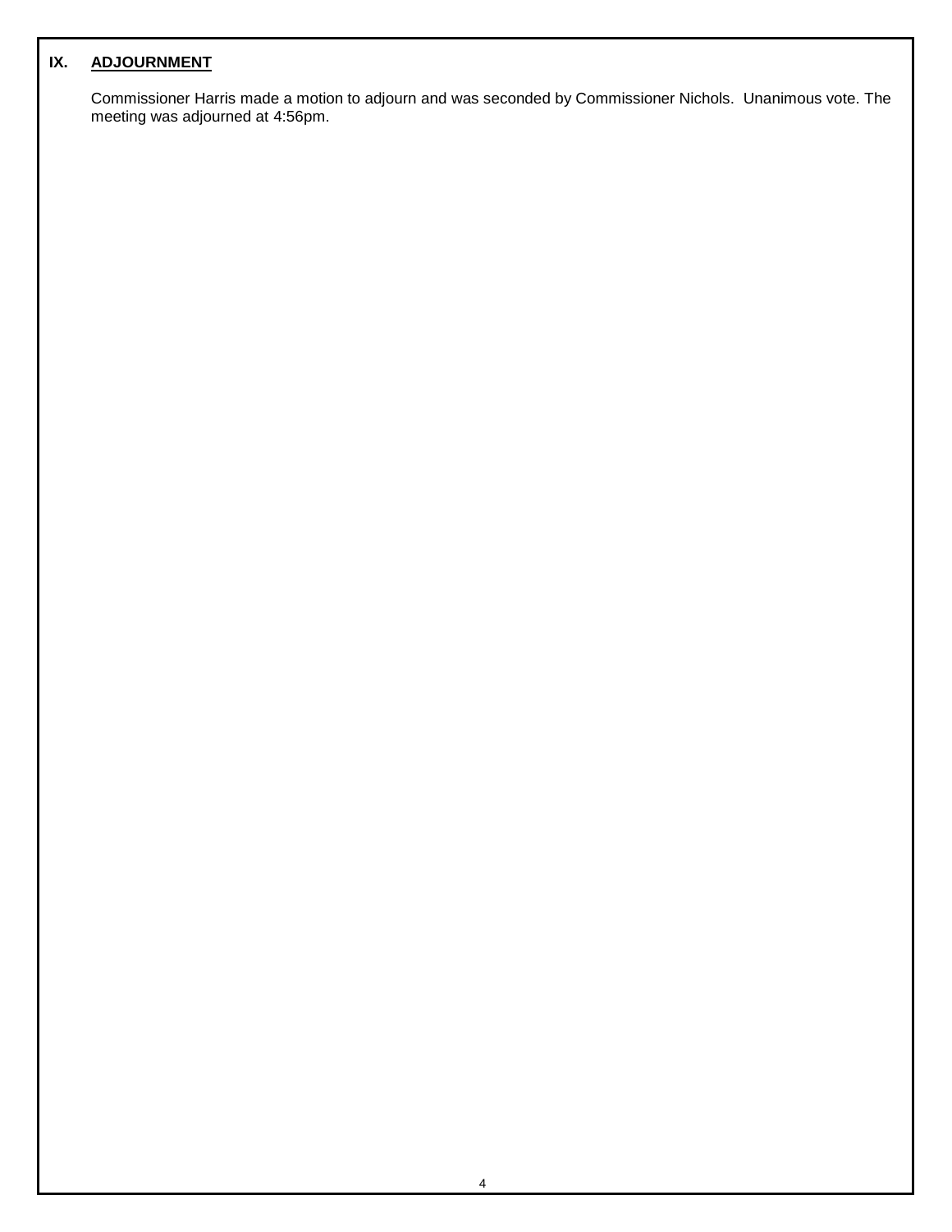## IX. ADJOURNMENT

Commissioner Harris made a motion to adjourn and was seconded by Commissioner Nichols. Unanimous vote. The meeting was adjourned at 4:56pm.